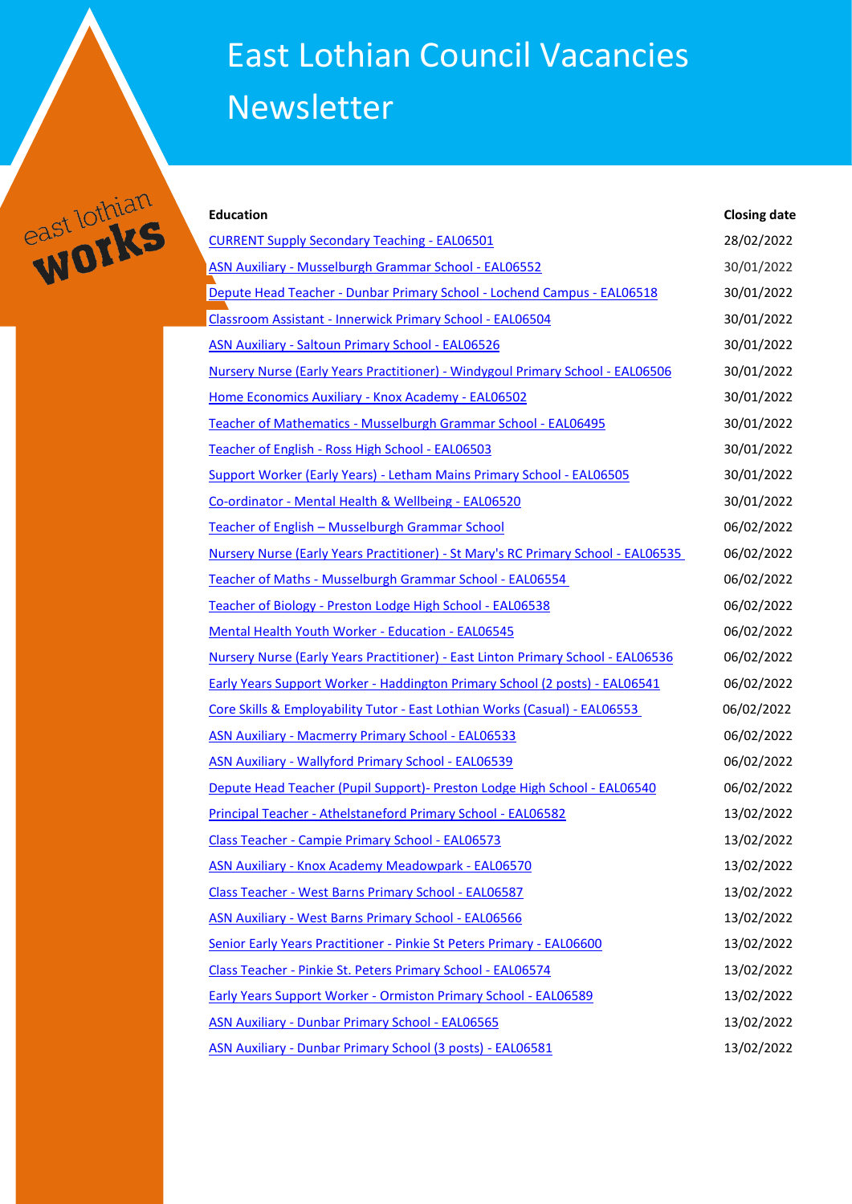# East Lothian Council Vacancies Newsletter

east lothian **works**

| Education | Closing date |
|---|---|
| CURRENT Supply Secondary Teaching - EAL06501 | 28/02/2022 |
| ASN Auxiliary - Musselburgh Grammar School - EAL06552 | 30/01/2022 |
| Depute Head Teacher - Dunbar Primary School - Lochend Campus - EAL06518 | 30/01/2022 |
| Classroom Assistant - Innerwick Primary School - EAL06504 | 30/01/2022 |
| ASN Auxiliary - Saltoun Primary School - EAL06526 | 30/01/2022 |
| Nursery Nurse (Early Years Practitioner) - Windygoul Primary School - EAL06506 | 30/01/2022 |
| Home Economics Auxiliary - Knox Academy - EAL06502 | 30/01/2022 |
| Teacher of Mathematics - Musselburgh Grammar School - EAL06495 | 30/01/2022 |
| Teacher of English - Ross High School - EAL06503 | 30/01/2022 |
| Support Worker (Early Years) - Letham Mains Primary School - EAL06505 | 30/01/2022 |
| Co-ordinator - Mental Health & Wellbeing - EAL06520 | 30/01/2022 |
| Teacher of English – Musselburgh Grammar School | 06/02/2022 |
| Nursery Nurse (Early Years Practitioner) - St Mary's RC Primary School - EAL06535 | 06/02/2022 |
| Teacher of Maths - Musselburgh Grammar School - EAL06554 | 06/02/2022 |
| Teacher of Biology - Preston Lodge High School - EAL06538 | 06/02/2022 |
| Mental Health Youth Worker - Education - EAL06545 | 06/02/2022 |
| Nursery Nurse (Early Years Practitioner) - East Linton Primary School - EAL06536 | 06/02/2022 |
| Early Years Support Worker - Haddington Primary School (2 posts) - EAL06541 | 06/02/2022 |
| Core Skills & Employability Tutor - East Lothian Works (Casual) - EAL06553 | 06/02/2022 |
| ASN Auxiliary - Macmerry Primary School - EAL06533 | 06/02/2022 |
| ASN Auxiliary - Wallyford Primary School - EAL06539 | 06/02/2022 |
| Depute Head Teacher (Pupil Support)- Preston Lodge High School - EAL06540 | 06/02/2022 |
| Principal Teacher - Athelstaneford Primary School - EAL06582 | 13/02/2022 |
| Class Teacher - Campie Primary School - EAL06573 | 13/02/2022 |
| ASN Auxiliary - Knox Academy Meadowpark - EAL06570 | 13/02/2022 |
| Class Teacher - West Barns Primary School - EAL06587 | 13/02/2022 |
| ASN Auxiliary - West Barns Primary School - EAL06566 | 13/02/2022 |
| Senior Early Years Practitioner - Pinkie St Peters Primary - EAL06600 | 13/02/2022 |
| Class Teacher - Pinkie St. Peters Primary School - EAL06574 | 13/02/2022 |
| Early Years Support Worker - Ormiston Primary School - EAL06589 | 13/02/2022 |
| ASN Auxiliary - Dunbar Primary School - EAL06565 | 13/02/2022 |
| ASN Auxiliary - Dunbar Primary School (3 posts) - EAL06581 | 13/02/2022 |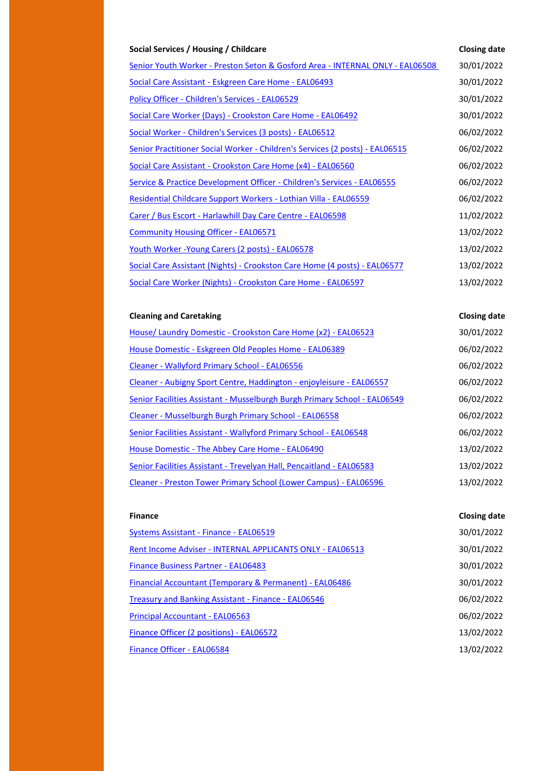| Social Services / Housing / Childcare | Closing date |
| --- | --- |
| Senior Youth Worker - Preston Seton & Gosford Area - INTERNAL ONLY - EAL06508 | 30/01/2022 |
| Social Care Assistant - Eskgreen Care Home - EAL06493 | 30/01/2022 |
| Policy Officer - Children's Services - EAL06529 | 30/01/2022 |
| Social Care Worker (Days) - Crookston Care Home - EAL06492 | 30/01/2022 |
| Social Worker - Children's Services (3 posts) - EAL06512 | 06/02/2022 |
| Senior Practitioner Social Worker - Children's Services (2 posts) - EAL06515 | 06/02/2022 |
| Social Care Assistant - Crookston Care Home (x4) - EAL06560 | 06/02/2022 |
| Service & Practice Development Officer - Children's Services - EAL06555 | 06/02/2022 |
| Residential Childcare Support Workers - Lothian Villa - EAL06559 | 06/02/2022 |
| Carer / Bus Escort - Harlawhill Day Care Centre - EAL06598 | 11/02/2022 |
| Community Housing Officer - EAL06571 | 13/02/2022 |
| Youth Worker -Young Carers (2 posts) - EAL06578 | 13/02/2022 |
| Social Care Assistant (Nights) - Crookston Care Home (4 posts) - EAL06577 | 13/02/2022 |
| Social Care Worker (Nights) - Crookston Care Home - EAL06597 | 13/02/2022 |

| Cleaning and Caretaking | Closing date |
| --- | --- |
| House/ Laundry Domestic - Crookston Care Home (x2) - EAL06523 | 30/01/2022 |
| House Domestic - Eskgreen Old Peoples Home - EAL06389 | 06/02/2022 |
| Cleaner - Wallyford Primary School - EAL06556 | 06/02/2022 |
| Cleaner - Aubigny Sport Centre, Haddington - enjoyleisure - EAL06557 | 06/02/2022 |
| Senior Facilities Assistant - Musselburgh Burgh Primary School - EAL06549 | 06/02/2022 |
| Cleaner - Musselburgh Burgh Primary School - EAL06558 | 06/02/2022 |
| Senior Facilities Assistant - Wallyford Primary School - EAL06548 | 06/02/2022 |
| House Domestic - The Abbey Care Home - EAL06490 | 13/02/2022 |
| Senior Facilities Assistant - Trevelyan Hall, Pencaitland - EAL06583 | 13/02/2022 |
| Cleaner - Preston Tower Primary School (Lower Campus) - EAL06596 | 13/02/2022 |

| Finance | Closing date |
| --- | --- |
| Systems Assistant - Finance - EAL06519 | 30/01/2022 |
| Rent Income Adviser - INTERNAL APPLICANTS ONLY - EAL06513 | 30/01/2022 |
| Finance Business Partner - EAL06483 | 30/01/2022 |
| Financial Accountant (Temporary & Permanent) - EAL06486 | 30/01/2022 |
| Treasury and Banking Assistant - Finance - EAL06546 | 06/02/2022 |
| Principal Accountant - EAL06563 | 06/02/2022 |
| Finance Officer (2 positions) - EAL06572 | 13/02/2022 |
| Finance Officer - EAL06584 | 13/02/2022 |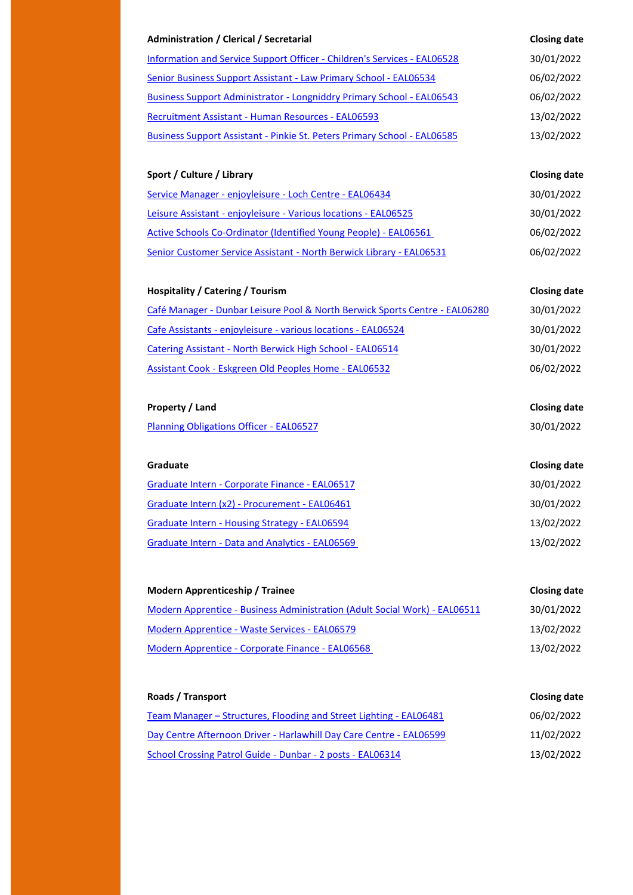| Administration / Clerical / Secretarial | Closing date |
| --- | --- |
| Information and Service Support Officer - Children's Services - EAL06528 | 30/01/2022 |
| Senior Business Support Assistant - Law Primary School - EAL06534 | 06/02/2022 |
| Business Support Administrator - Longniddry Primary School - EAL06543 | 06/02/2022 |
| Recruitment Assistant - Human Resources - EAL06593 | 13/02/2022 |
| Business Support Assistant - Pinkie St. Peters Primary School - EAL06585 | 13/02/2022 |

| Sport / Culture / Library | Closing date |
| --- | --- |
| Service Manager - enjoyleisure - Loch Centre - EAL06434 | 30/01/2022 |
| Leisure Assistant - enjoyleisure - Various locations - EAL06525 | 30/01/2022 |
| Active Schools Co-Ordinator (Identified Young People) - EAL06561 | 06/02/2022 |
| Senior Customer Service Assistant - North Berwick Library - EAL06531 | 06/02/2022 |

| Hospitality / Catering / Tourism | Closing date |
| --- | --- |
| Café Manager - Dunbar Leisure Pool & North Berwick Sports Centre - EAL06280 | 30/01/2022 |
| Cafe Assistants - enjoyleisure - various locations - EAL06524 | 30/01/2022 |
| Catering Assistant - North Berwick High School - EAL06514 | 30/01/2022 |
| Assistant Cook - Eskgreen Old Peoples Home - EAL06532 | 06/02/2022 |

| Property / Land | Closing date |
| --- | --- |
| Planning Obligations Officer - EAL06527 | 30/01/2022 |

| Graduate | Closing date |
| --- | --- |
| Graduate Intern - Corporate Finance - EAL06517 | 30/01/2022 |
| Graduate Intern (x2) - Procurement - EAL06461 | 30/01/2022 |
| Graduate Intern - Housing Strategy - EAL06594 | 13/02/2022 |
| Graduate Intern - Data and Analytics - EAL06569 | 13/02/2022 |

| Modern Apprenticeship / Trainee | Closing date |
| --- | --- |
| Modern Apprentice - Business Administration (Adult Social Work) - EAL06511 | 30/01/2022 |
| Modern Apprentice - Waste Services - EAL06579 | 13/02/2022 |
| Modern Apprentice - Corporate Finance - EAL06568 | 13/02/2022 |

| Roads / Transport | Closing date |
| --- | --- |
| Team Manager – Structures, Flooding and Street Lighting - EAL06481 | 06/02/2022 |
| Day Centre Afternoon Driver - Harlawhill Day Care Centre - EAL06599 | 11/02/2022 |
| School Crossing Patrol Guide - Dunbar - 2 posts - EAL06314 | 13/02/2022 |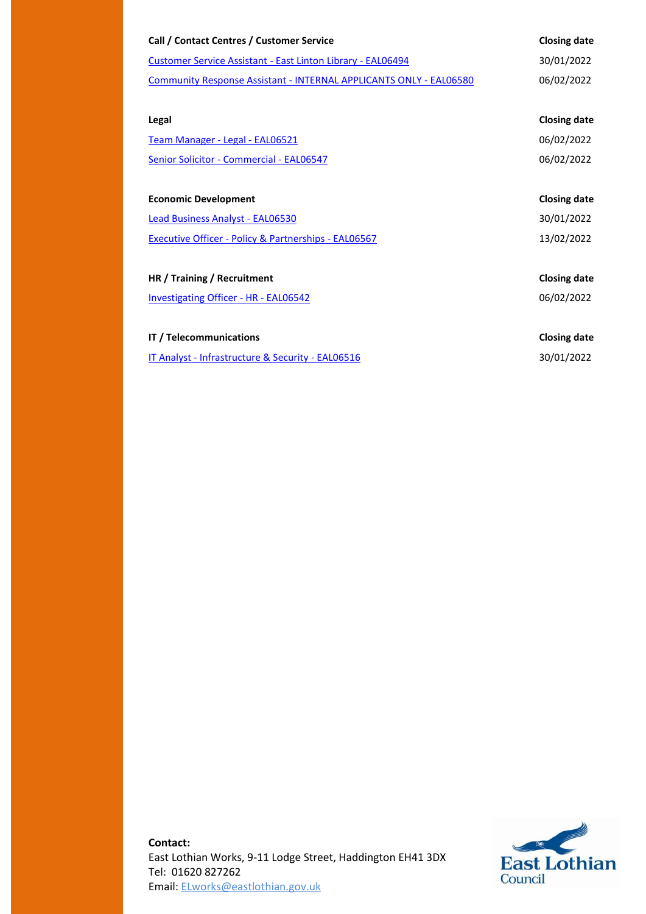| Call / Contact Centres / Customer Service | Closing date |
| --- | --- |
| Customer Service Assistant - East Linton Library - EAL06494 | 30/01/2022 |
| Community Response Assistant - INTERNAL APPLICANTS ONLY - EAL06580 | 06/02/2022 |

| Legal | Closing date |
| --- | --- |
| Team Manager - Legal - EAL06521 | 06/02/2022 |
| Senior Solicitor - Commercial - EAL06547 | 06/02/2022 |

| Economic Development | Closing date |
| --- | --- |
| Lead Business Analyst - EAL06530 | 30/01/2022 |
| Executive Officer - Policy & Partnerships - EAL06567 | 13/02/2022 |

| HR / Training / Recruitment | Closing date |
| --- | --- |
| Investigating Officer - HR - EAL06542 | 06/02/2022 |

| IT / Telecommunications | Closing date |
| --- | --- |
| IT Analyst - Infrastructure & Security - EAL06516 | 30/01/2022 |

**Contact:**
East Lothian Works, 9-11 Lodge Street, Haddington EH41 3DX
Tel: 01620 827262
Email: ELworks@eastlothian.gov.uk

East Lothian Council